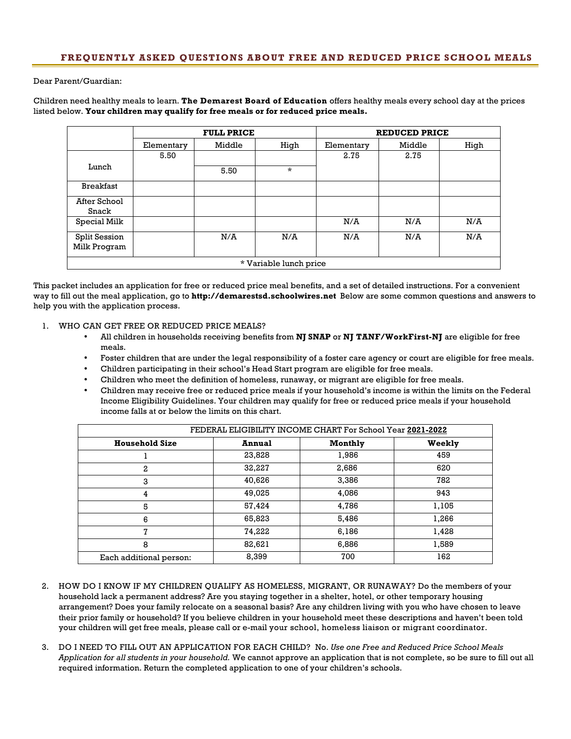## FREQUENTLY ASKED QUESTIONS ABOUT FREE AND REDUCED PRICE SCHOOL MEALS

Dear Parent/Guardian:

Children need healthy meals to learn. **The Demarest Board of Education** offers healthy meals every school day at the prices listed below. **Your children may qualify for free meals or for reduced price meals.**

| | **FULL PRICE** | | | **REDUCED PRICE** | | |
|---|---|---|---|---|---|---|
| | Elementary | Middle | High | Elementary | Middle | High |
| Lunch | 5.50 | 5.50 | * | 2.75 | 2.75 | |
| Breakfast | | | | | | |
| After School Snack | | | | | | |
| Special Milk | | | | N/A | N/A | N/A |
| Split Session Milk Program | | N/A | N/A | N/A | N/A | N/A |
| * Variable lunch price | | | | | | |

This packet includes an application for free or reduced price meal benefits, and a set of detailed instructions. For a convenient way to fill out the meal application, go to **http://demarestsd.schoolwires.net** Below are some common questions and answers to help you with the application process.

1. WHO CAN GET FREE OR REDUCED PRICE MEALS?
   - All children in households receiving benefits from **NJ SNAP** or **NJ TANF/WorkFirst-NJ** are eligible for free meals.
   - Foster children that are under the legal responsibility of a foster care agency or court are eligible for free meals.
   - Children participating in their school's Head Start program are eligible for free meals.
   - Children who meet the definition of homeless, runaway, or migrant are eligible for free meals.
   - Children may receive free or reduced price meals if your household's income is within the limits on the Federal Income Eligibility Guidelines. Your children may qualify for free or reduced price meals if your household income falls at or below the limits on this chart.

| FEDERAL ELIGIBILITY INCOME CHART For School Year **2021-2022** | | | |
|---|---|---|---|
| **Household Size** | **Annual** | **Monthly** | **Weekly** |
| 1 | 23,828 | 1,986 | 459 |
| 2 | 32,227 | 2,686 | 620 |
| 3 | 40,626 | 3,386 | 782 |
| 4 | 49,025 | 4,086 | 943 |
| 5 | 57,424 | 4,786 | 1,105 |
| 6 | 65,823 | 5,486 | 1,266 |
| 7 | 74,222 | 6,186 | 1,428 |
| 8 | 82,621 | 6,886 | 1,589 |
| Each additional person: | 8,399 | 700 | 162 |

2. HOW DO I KNOW IF MY CHILDREN QUALIFY AS HOMELESS, MIGRANT, OR RUNAWAY? Do the members of your household lack a permanent address? Are you staying together in a shelter, hotel, or other temporary housing arrangement? Does your family relocate on a seasonal basis? Are any children living with you who have chosen to leave their prior family or household? If you believe children in your household meet these descriptions and haven't been told your children will get free meals, please call or e-mail your school, homeless liaison or migrant coordinator.

3. DO I NEED TO FILL OUT AN APPLICATION FOR EACH CHILD? No. *Use one Free and Reduced Price School Meals Application for all students in your household.* We cannot approve an application that is not complete, so be sure to fill out all required information. Return the completed application to one of your children's schools.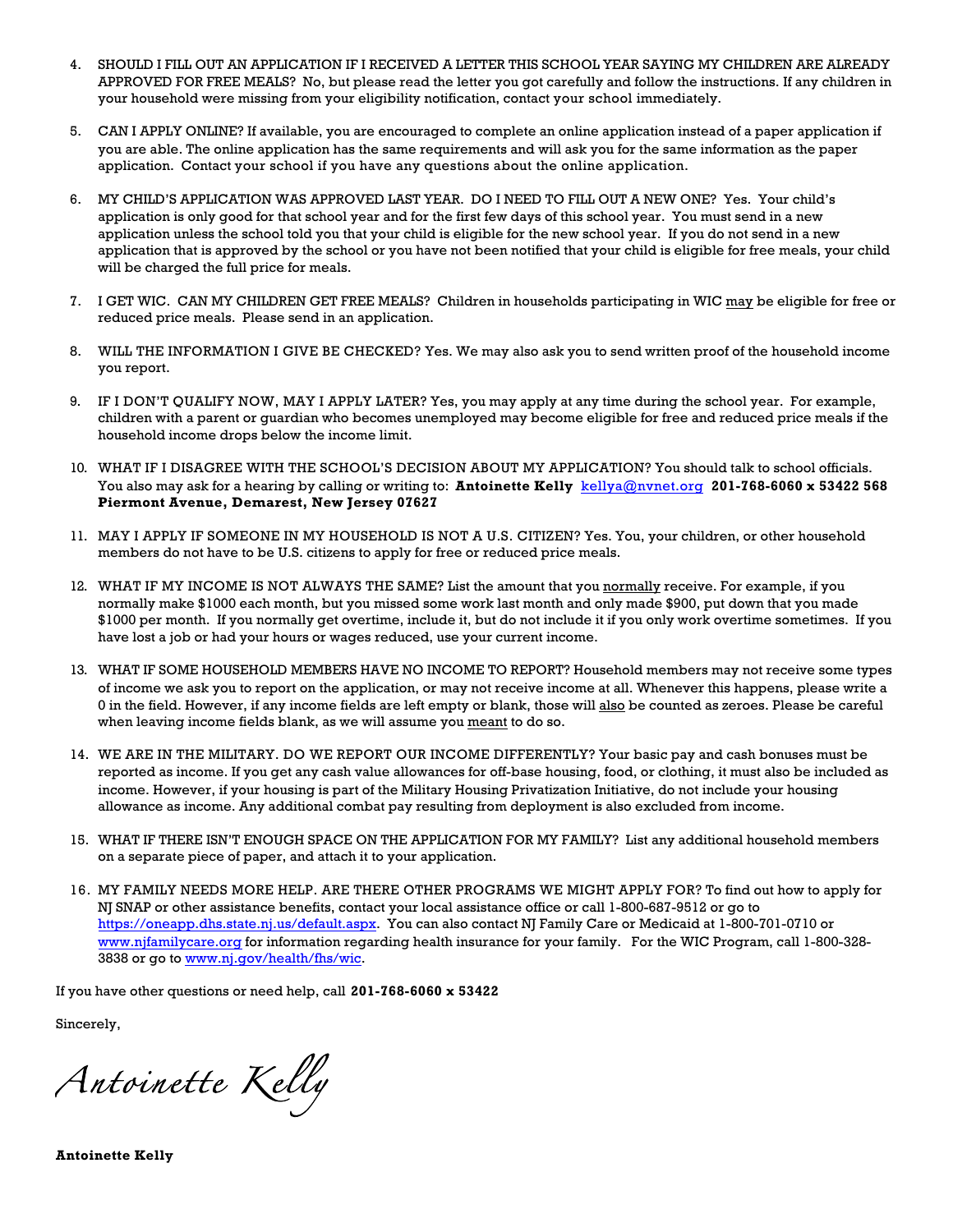4. SHOULD I FILL OUT AN APPLICATION IF I RECEIVED A LETTER THIS SCHOOL YEAR SAYING MY CHILDREN ARE ALREADY APPROVED FOR FREE MEALS? No, but please read the letter you got carefully and follow the instructions. If any children in your household were missing from your eligibility notification, contact your school immediately.

5. CAN I APPLY ONLINE? If available, you are encouraged to complete an online application instead of a paper application if you are able. The online application has the same requirements and will ask you for the same information as the paper application. Contact your school if you have any questions about the online application.

6. MY CHILD'S APPLICATION WAS APPROVED LAST YEAR. DO I NEED TO FILL OUT A NEW ONE? Yes. Your child's application is only good for that school year and for the first few days of this school year. You must send in a new application unless the school told you that your child is eligible for the new school year. If you do not send in a new application that is approved by the school or you have not been notified that your child is eligible for free meals, your child will be charged the full price for meals.

7. I GET WIC. CAN MY CHILDREN GET FREE MEALS? Children in households participating in WIC may be eligible for free or reduced price meals. Please send in an application.

8. WILL THE INFORMATION I GIVE BE CHECKED? Yes. We may also ask you to send written proof of the household income you report.

9. IF I DON'T QUALIFY NOW, MAY I APPLY LATER? Yes, you may apply at any time during the school year. For example, children with a parent or guardian who becomes unemployed may become eligible for free and reduced price meals if the household income drops below the income limit.

10. WHAT IF I DISAGREE WITH THE SCHOOL'S DECISION ABOUT MY APPLICATION? You should talk to school officials. You also may ask for a hearing by calling or writing to: **Antoinette Kelly** kellya@nvnet.org **201-768-6060 x 53422 568 Piermont Avenue, Demarest, New Jersey 07627**

11. MAY I APPLY IF SOMEONE IN MY HOUSEHOLD IS NOT A U.S. CITIZEN? Yes. You, your children, or other household members do not have to be U.S. citizens to apply for free or reduced price meals.

12. WHAT IF MY INCOME IS NOT ALWAYS THE SAME? List the amount that you normally receive. For example, if you normally make $1000 each month, but you missed some work last month and only made $900, put down that you made $1000 per month. If you normally get overtime, include it, but do not include it if you only work overtime sometimes. If you have lost a job or had your hours or wages reduced, use your current income.

13. WHAT IF SOME HOUSEHOLD MEMBERS HAVE NO INCOME TO REPORT? Household members may not receive some types of income we ask you to report on the application, or may not receive income at all. Whenever this happens, please write a 0 in the field. However, if any income fields are left empty or blank, those will also be counted as zeroes. Please be careful when leaving income fields blank, as we will assume you meant to do so.

14. WE ARE IN THE MILITARY. DO WE REPORT OUR INCOME DIFFERENTLY? Your basic pay and cash bonuses must be reported as income. If you get any cash value allowances for off-base housing, food, or clothing, it must also be included as income. However, if your housing is part of the Military Housing Privatization Initiative, do not include your housing allowance as income. Any additional combat pay resulting from deployment is also excluded from income.

15. WHAT IF THERE ISN'T ENOUGH SPACE ON THE APPLICATION FOR MY FAMILY? List any additional household members on a separate piece of paper, and attach it to your application.

16. MY FAMILY NEEDS MORE HELP. ARE THERE OTHER PROGRAMS WE MIGHT APPLY FOR? To find out how to apply for NJ SNAP or other assistance benefits, contact your local assistance office or call 1-800-687-9512 or go to https://oneapp.dhs.state.nj.us/default.aspx. You can also contact NJ Family Care or Medicaid at 1-800-701-0710 or www.njfamilycare.org for information regarding health insurance for your family. For the WIC Program, call 1-800-328-3838 or go to www.nj.gov/health/fhs/wic.

If you have other questions or need help, call **201-768-6060 x 53422**

Sincerely,

*Antoinette Kelly*

**Antoinette Kelly**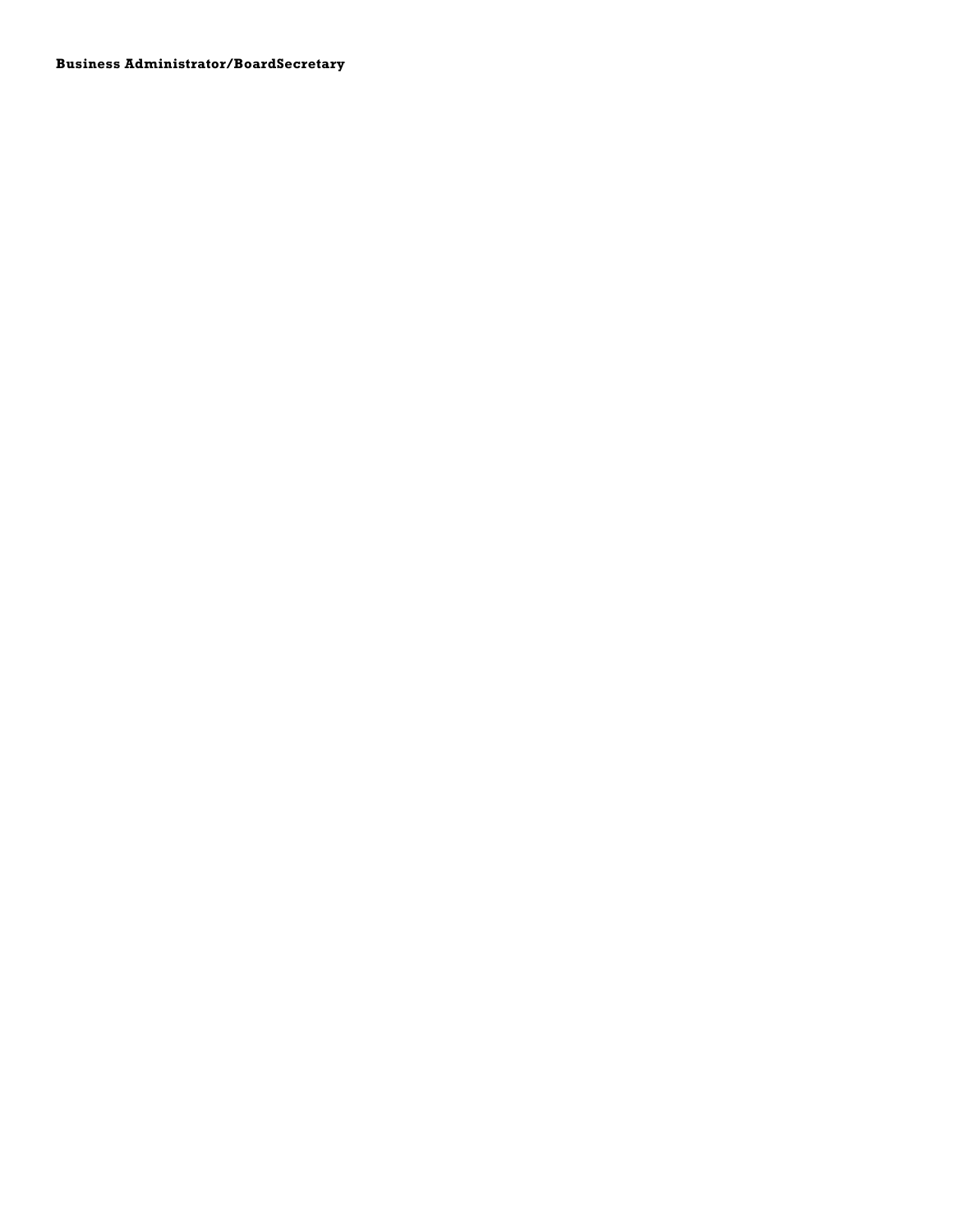**Business Administrator/BoardSecretary**